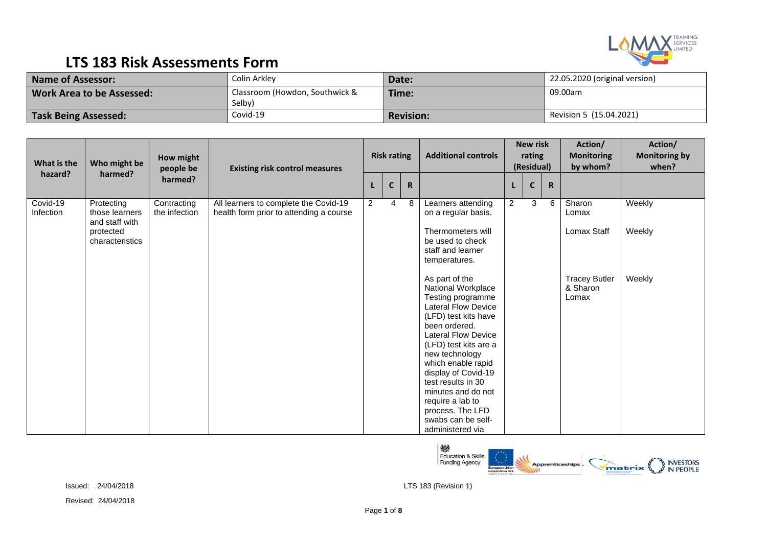# LTS 183 Risk Assessments Form

| Name of Assessor: | Colin Arkley | Date: | 22.05.2020 (original version) |
|---|---|---|---|
| Work Area to be Assessed: | Classroom (Howdon, Southwick & Selby) | Time: | 09.00am |
| Task Being Assessed: | Covid-19 | Revision: | Revision 5 (15.04.2021) |

| What is the hazard? | Who might be harmed? | How might people be harmed? | Existing risk control measures | Risk rating | | | Additional controls | New risk rating (Residual) | | | Action/ Monitoring by whom? | Action/ Monitoring by when? |
|---|---|---|---|---|---|---|---|---|---|---|---|---|
| | | | | L | C | R | | L | C | R | | |
| Covid-19 Infection | Protecting those learners and staff with protected characteristics | Contracting the infection | All learners to complete the Covid-19 health form prior to attending a course | 2 | 4 | 8 | Learners attending on a regular basis. | 2 | 3 | 6 | Sharon Lomax | Weekly |
| | | | | | | | Thermometers will be used to check staff and learner temperatures. | | | | Lomax Staff | Weekly |
| | | | | | | | As part of the National Workplace Testing programme Lateral Flow Device (LFD) test kits have been ordered. Lateral Flow Device (LFD) test kits are a new technology which enable rapid display of Covid-19 test results in 30 minutes and do not require a lab to process. The LFD swabs can be self-administered via | | | | Tracey Butler & Sharon Lomax | Weekly |

Issued: 24/04/2018

Revised: 24/04/2018

LTS 183 (Revision 1)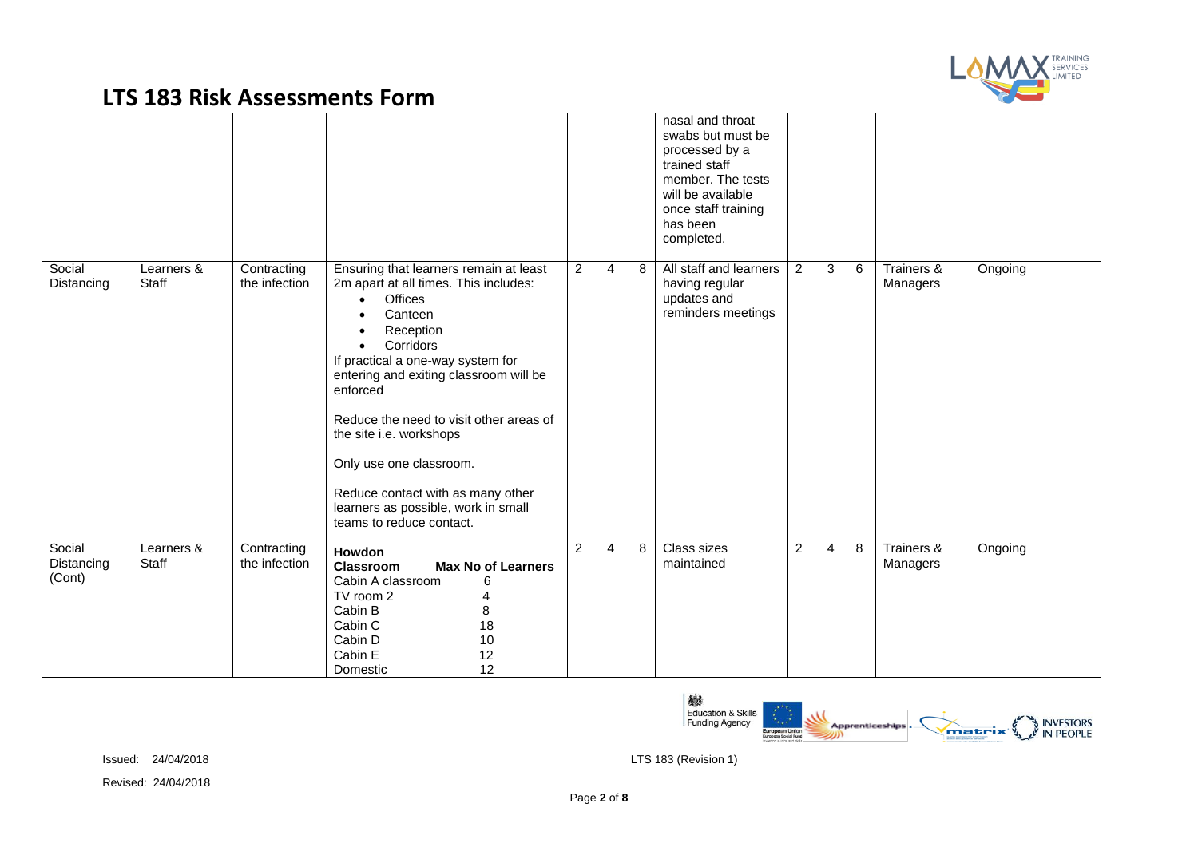## LTS 183 Risk Assessments Form

| | | | | | | | | | | | | |
|---|---|---|---|---|---|---|---|---|---|---|---|---|
| | | | | | | | nasal and throat swabs but must be processed by a trained staff member. The tests will be available once staff training has been completed. | | | | | |
| Social Distancing | Learners & Staff | Contracting the infection | Ensuring that learners remain at least 2m apart at all times. This includes: <br>• Offices <br>• Canteen <br>• Reception <br>• Corridors <br>If practical a one-way system for entering and exiting classroom will be enforced <br><br>Reduce the need to visit other areas of the site i.e. workshops <br><br>Only use one classroom. <br><br>Reduce contact with as many other learners as possible, work in small teams to reduce contact. | 2 | 4 | 8 | All staff and learners having regular updates and reminders meetings | 2 | 3 | 6 | Trainers & Managers | Ongoing |
| Social Distancing (Cont) | Learners & Staff | Contracting the infection | **Howdon** <br>**Classroom — Max No of Learners** <br>Cabin A classroom — 6 <br>TV room 2 — 4 <br>Cabin B — 8 <br>Cabin C — 18 <br>Cabin D — 10 <br>Cabin E — 12 <br>Domestic — 12 | 2 | 4 | 8 | Class sizes maintained | 2 | 4 | 8 | Trainers & Managers | Ongoing |

Issued: 24/04/2018

Revised: 24/04/2018

LTS 183 (Revision 1)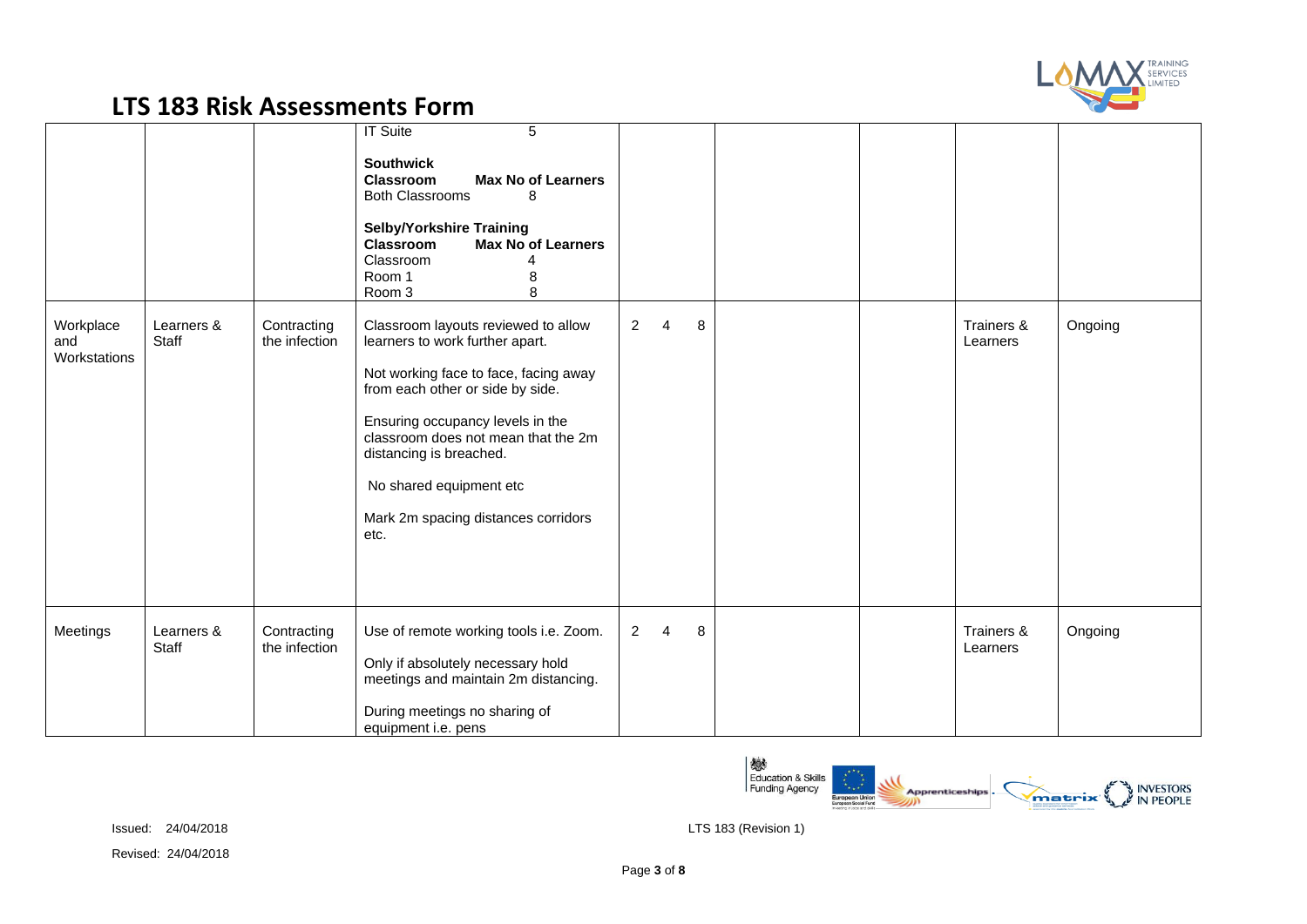# LTS 183 Risk Assessments Form

| | | | | | | | | |
|---|---|---|---|---|---|---|---|---|
| | | | IT Suite 5<br><br>**Southwick**<br>**Classroom** **Max No of Learners**<br>Both Classrooms 8<br><br>**Selby/Yorkshire Training**<br>**Classroom** **Max No of Learners**<br>Classroom 4<br>Room 1 8<br>Room 3 8 | | | | | |
| Workplace and Workstations | Learners & Staff | Contracting the infection | Classroom layouts reviewed to allow learners to work further apart.<br><br>Not working face to face, facing away from each other or side by side.<br><br>Ensuring occupancy levels in the classroom does not mean that the 2m distancing is breached.<br><br>No shared equipment etc<br><br>Mark 2m spacing distances corridors etc. | 2 4 8 | | | Trainers & Learners | Ongoing |
| Meetings | Learners & Staff | Contracting the infection | Use of remote working tools i.e. Zoom.<br><br>Only if absolutely necessary hold meetings and maintain 2m distancing.<br><br>During meetings no sharing of equipment i.e. pens | 2 4 8 | | | Trainers & Learners | Ongoing |

Issued: 24/04/2018

Revised: 24/04/2018

LTS 183 (Revision 1)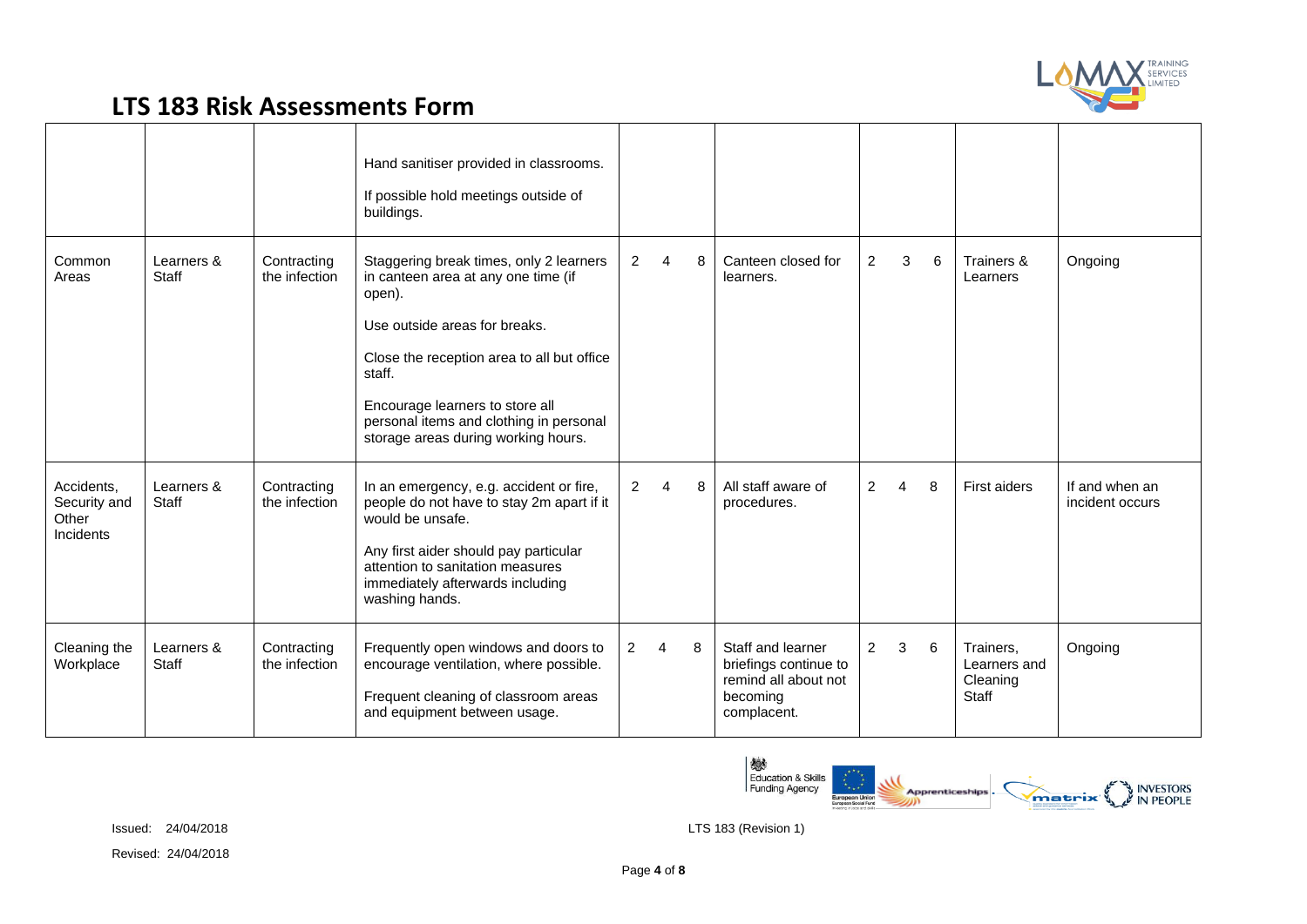# LTS 183 Risk Assessments Form

| | | | | | | | | | | | | |
|---|---|---|---|---|---|---|---|---|---|---|---|---|
| | | | Hand sanitiser provided in classrooms.<br><br>If possible hold meetings outside of buildings. | | | | | | | | | |
| Common Areas | Learners & Staff | Contracting the infection | Staggering break times, only 2 learners in canteen area at any one time (if open).<br><br>Use outside areas for breaks.<br><br>Close the reception area to all but office staff.<br><br>Encourage learners to store all personal items and clothing in personal storage areas during working hours. | 2 | 4 | 8 | Canteen closed for learners. | 2 | 3 | 6 | Trainers & Learners | Ongoing |
| Accidents, Security and Other Incidents | Learners & Staff | Contracting the infection | In an emergency, e.g. accident or fire, people do not have to stay 2m apart if it would be unsafe.<br><br>Any first aider should pay particular attention to sanitation measures immediately afterwards including washing hands. | 2 | 4 | 8 | All staff aware of procedures. | 2 | 4 | 8 | First aiders | If and when an incident occurs |
| Cleaning the Workplace | Learners & Staff | Contracting the infection | Frequently open windows and doors to encourage ventilation, where possible.<br><br>Frequent cleaning of classroom areas and equipment between usage. | 2 | 4 | 8 | Staff and learner briefings continue to remind all about not becoming complacent. | 2 | 3 | 6 | Trainers, Learners and Cleaning Staff | Ongoing |

Issued: 24/04/2018

Revised: 24/04/2018

LTS 183 (Revision 1)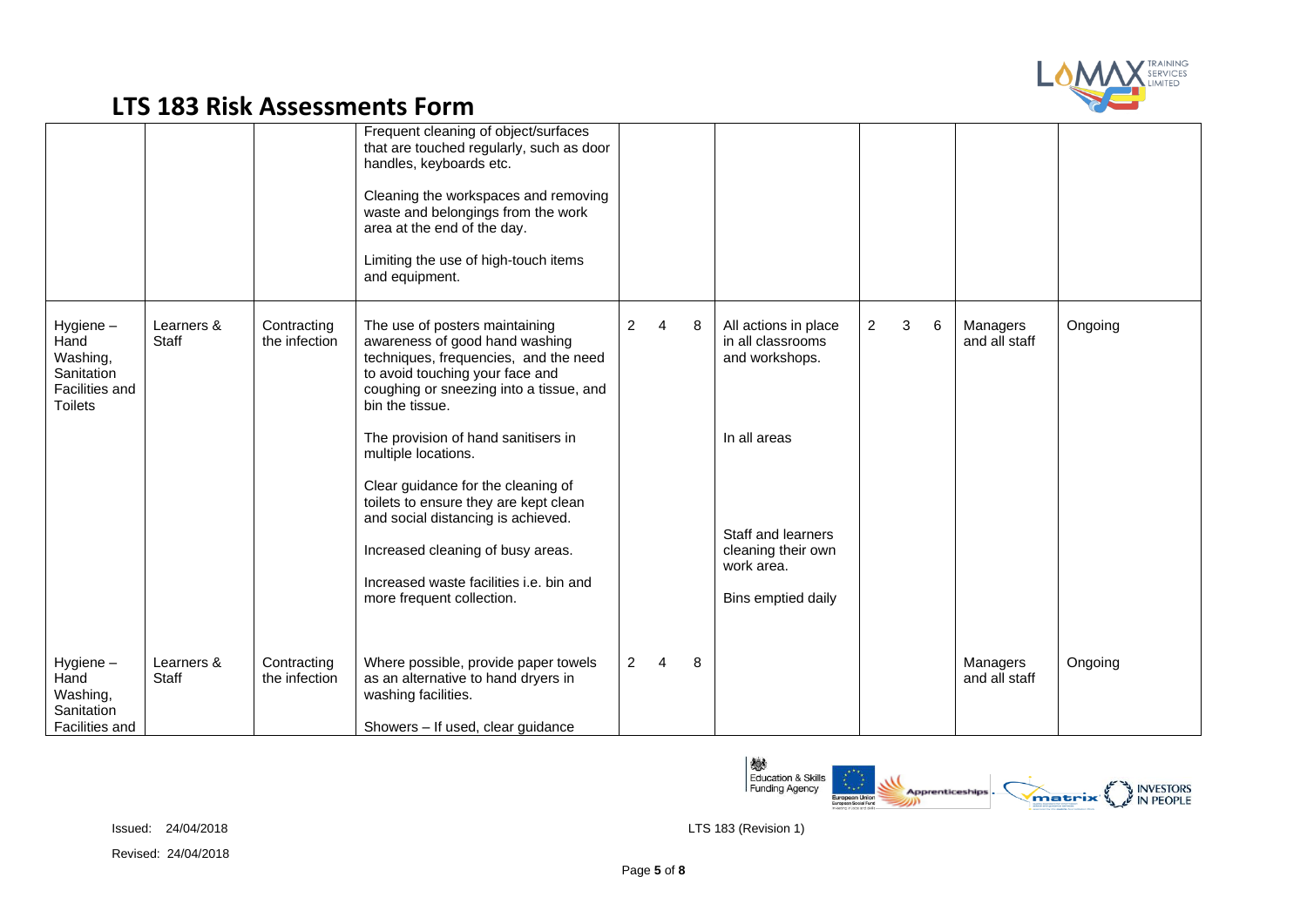## LTS 183 Risk Assessments Form

| | | | | | | | | | | | | |
|---|---|---|---|---|---|---|---|---|---|---|---|---|
| | | | Frequent cleaning of object/surfaces that are touched regularly, such as door handles, keyboards etc.<br><br>Cleaning the workspaces and removing waste and belongings from the work area at the end of the day.<br><br>Limiting the use of high-touch items and equipment. | | | | | | | | | |
| Hygiene – Hand Washing, Sanitation Facilities and Toilets | Learners & Staff | Contracting the infection | The use of posters maintaining awareness of good hand washing techniques, frequencies, and the need to avoid touching your face and coughing or sneezing into a tissue, and bin the tissue.<br><br>The provision of hand sanitisers in multiple locations.<br><br>Clear guidance for the cleaning of toilets to ensure they are kept clean and social distancing is achieved.<br><br>Increased cleaning of busy areas.<br><br>Increased waste facilities i.e. bin and more frequent collection. | 2 | 4 | 8 | All actions in place in all classrooms and workshops.<br><br>In all areas<br><br>Staff and learners cleaning their own work area.<br><br>Bins emptied daily | 2 | 3 | 6 | Managers and all staff | Ongoing |
| Hygiene – Hand Washing, Sanitation Facilities and | Learners & Staff | Contracting the infection | Where possible, provide paper towels as an alternative to hand dryers in washing facilities.<br><br>Showers – If used, clear guidance | 2 | 4 | 8 | | | | | Managers and all staff | Ongoing |

Issued: 24/04/2018

Revised: 24/04/2018

LTS 183 (Revision 1)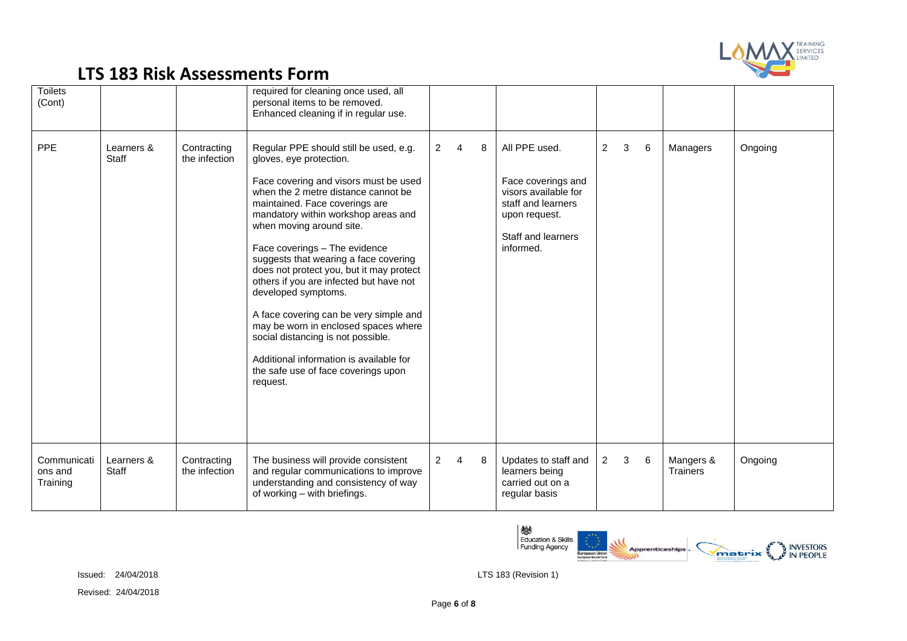# LTS 183 Risk Assessments Form

| | | | | | | | | | | | | |
|---|---|---|---|---|---|---|---|---|---|---|---|---|
| Toilets (Cont) | | | required for cleaning once used, all personal items to be removed. Enhanced cleaning if in regular use. | | | | | | | | | |
| PPE | Learners & Staff | Contracting the infection | Regular PPE should still be used, e.g. gloves, eye protection.<br><br>Face covering and visors must be used when the 2 metre distance cannot be maintained. Face coverings are mandatory within workshop areas and when moving around site.<br><br>Face coverings – The evidence suggests that wearing a face covering does not protect you, but it may protect others if you are infected but have not developed symptoms.<br><br>A face covering can be very simple and may be worn in enclosed spaces where social distancing is not possible.<br><br>Additional information is available for the safe use of face coverings upon request. | 2 | 4 | 8 | All PPE used.<br><br>Face coverings and visors available for staff and learners upon request.<br><br>Staff and learners informed. | 2 | 3 | 6 | Managers | Ongoing |
| Communications and Training | Learners & Staff | Contracting the infection | The business will provide consistent and regular communications to improve understanding and consistency of way of working – with briefings. | 2 | 4 | 8 | Updates to staff and learners being carried out on a regular basis | 2 | 3 | 6 | Mangers & Trainers | Ongoing |

Issued: 24/04/2018

Revised: 24/04/2018

LTS 183 (Revision 1)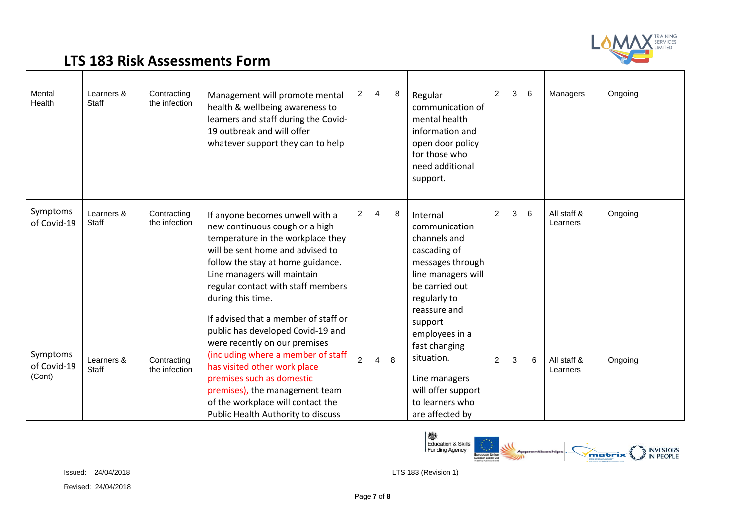# LTS 183 Risk Assessments Form

| | | | | | | | | | | | | |
|---|---|---|---|---|---|---|---|---|---|---|---|---|
| Mental Health | Learners & Staff | Contracting the infection | Management will promote mental health & wellbeing awareness to learners and staff during the Covid-19 outbreak and will offer whatever support they can to help | 2 | 4 | 8 | Regular communication of mental health information and open door policy for those who need additional support. | 2 | 3 | 6 | Managers | Ongoing |
| Symptoms of Covid-19 | Learners & Staff | Contracting the infection | If anyone becomes unwell with a new continuous cough or a high temperature in the workplace they will be sent home and advised to follow the stay at home guidance. Line managers will maintain regular contact with staff members during this time. | 2 | 4 | 8 | Internal communication channels and cascading of messages through line managers will be carried out regularly to reassure and support employees in a fast changing situation. | 2 | 3 | 6 | All staff & Learners | Ongoing |
| Symptoms of Covid-19 (Cont) | Learners & Staff | Contracting the infection | If advised that a member of staff or public has developed Covid-19 and were recently on our premises (including where a member of staff has visited other work place premises such as domestic premises), the management team of the workplace will contact the Public Health Authority to discuss | 2 | 4 | 8 | Line managers will offer support to learners who are affected by | 2 | 3 | 6 | All staff & Learners | Ongoing |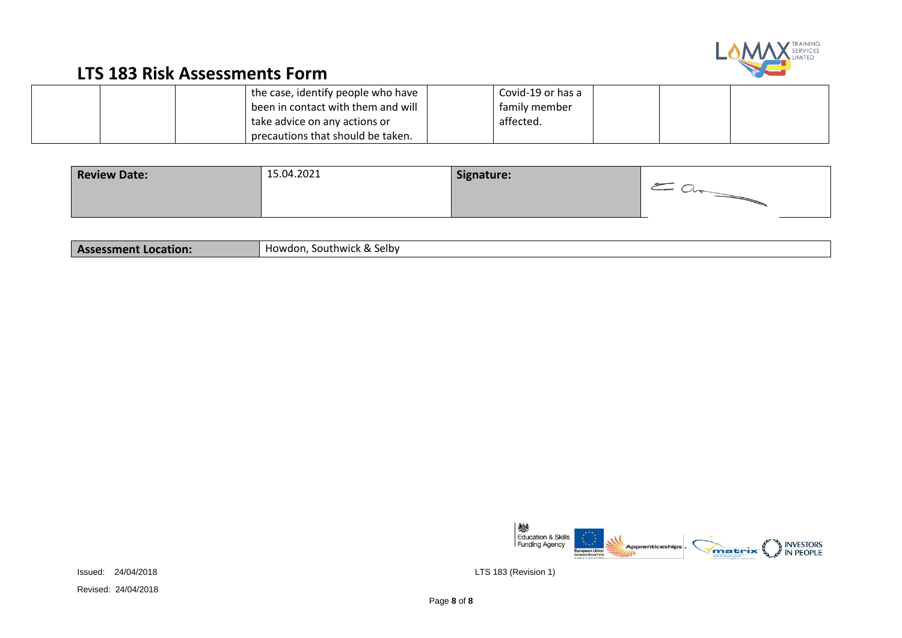## LTS 183 Risk Assessments Form

| | | | | | | | | |
|---|---|---|---|---|---|---|---|---|
| | | | the case, identify people who have been in contact with them and will take advice on any actions or precautions that should be taken. | | Covid-19 or has a family member affected. | | | |

| | | | |
|---|---|---|---|
| **Review Date:** | 15.04.2021 | **Signature:** | |

| | |
|---|---|
| **Assessment Location:** | Howdon, Southwick & Selby |

Issued: 24/04/2018

Revised: 24/04/2018

LTS 183 (Revision 1)